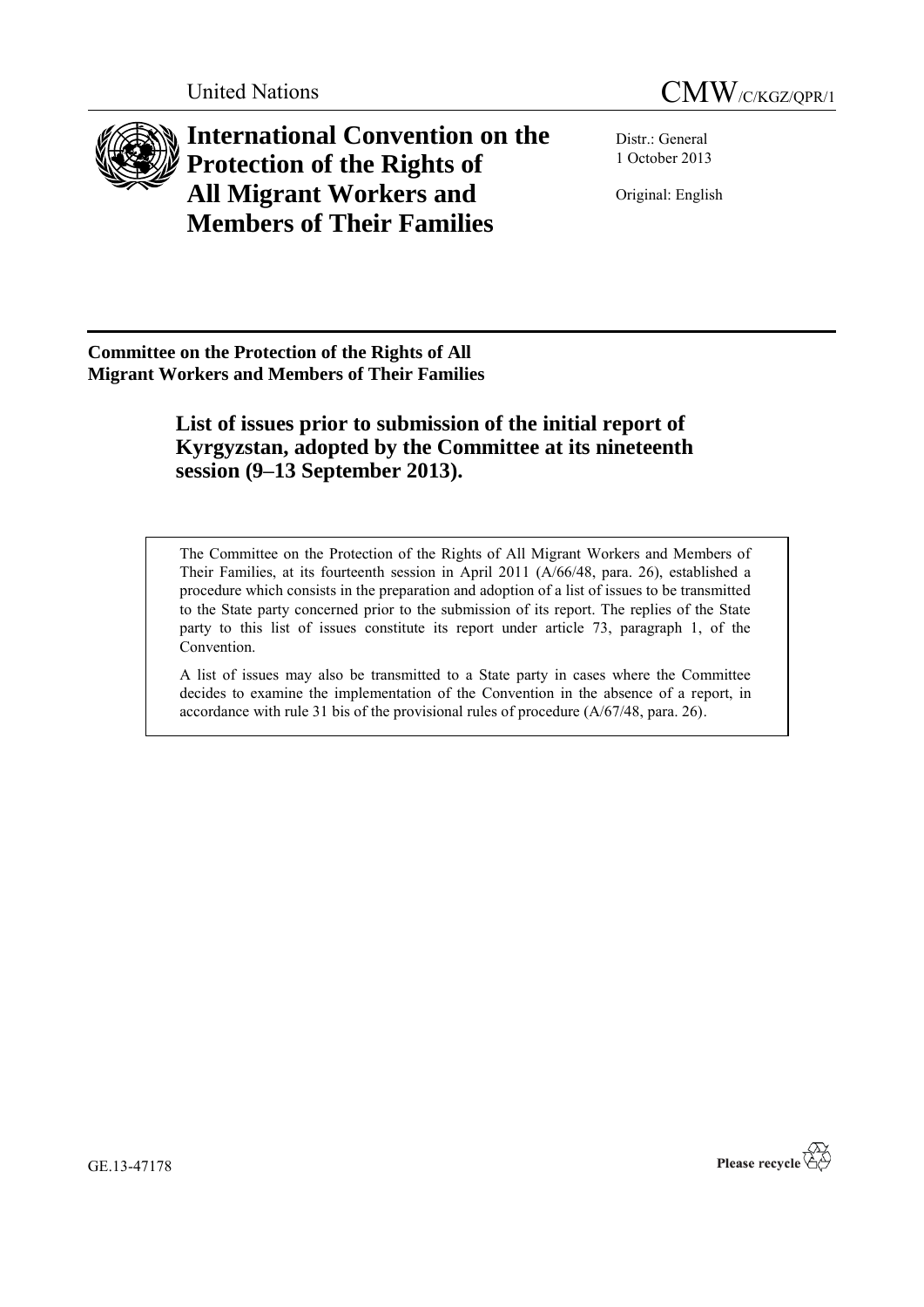United Nations

CMW/C/KGZ/QPR/1

# International Convention on the Protection of the Rights of All Migrant Workers and Members of Their Families

Distr.: General
1 October 2013

Original: English

**Committee on the Protection of the Rights of All Migrant Workers and Members of Their Families**

## List of issues prior to submission of the initial report of Kyrgyzstan, adopted by the Committee at its nineteenth session (9–13 September 2013).

The Committee on the Protection of the Rights of All Migrant Workers and Members of Their Families, at its fourteenth session in April 2011 (A/66/48, para. 26), established a procedure which consists in the preparation and adoption of a list of issues to be transmitted to the State party concerned prior to the submission of its report. The replies of the State party to this list of issues constitute its report under article 73, paragraph 1, of the Convention.

A list of issues may also be transmitted to a State party in cases where the Committee decides to examine the implementation of the Convention in the absence of a report, in accordance with rule 31 bis of the provisional rules of procedure (A/67/48, para. 26).

GE.13-47178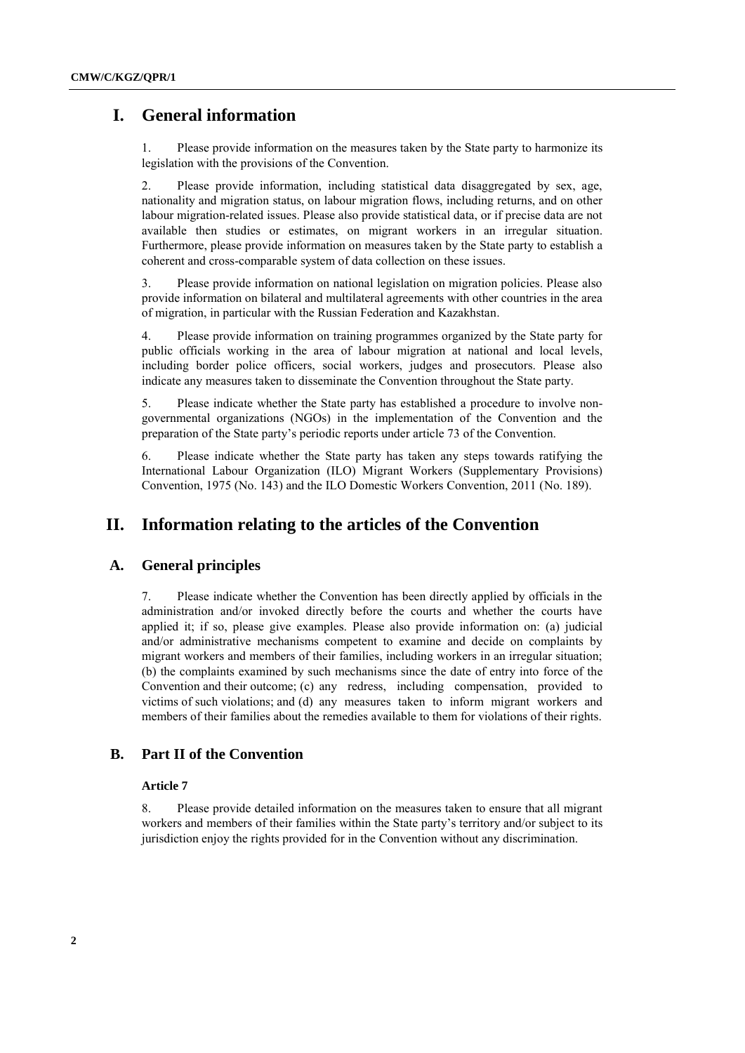# I. General information

1. Please provide information on the measures taken by the State party to harmonize its legislation with the provisions of the Convention.

2. Please provide information, including statistical data disaggregated by sex, age, nationality and migration status, on labour migration flows, including returns, and on other labour migration-related issues. Please also provide statistical data, or if precise data are not available then studies or estimates, on migrant workers in an irregular situation. Furthermore, please provide information on measures taken by the State party to establish a coherent and cross-comparable system of data collection on these issues.

3. Please provide information on national legislation on migration policies. Please also provide information on bilateral and multilateral agreements with other countries in the area of migration, in particular with the Russian Federation and Kazakhstan.

4. Please provide information on training programmes organized by the State party for public officials working in the area of labour migration at national and local levels, including border police officers, social workers, judges and prosecutors. Please also indicate any measures taken to disseminate the Convention throughout the State party.

5. Please indicate whether the State party has established a procedure to involve non-governmental organizations (NGOs) in the implementation of the Convention and the preparation of the State party's periodic reports under article 73 of the Convention.

6. Please indicate whether the State party has taken any steps towards ratifying the International Labour Organization (ILO) Migrant Workers (Supplementary Provisions) Convention, 1975 (No. 143) and the ILO Domestic Workers Convention, 2011 (No. 189).

# II. Information relating to the articles of the Convention

## A. General principles

7. Please indicate whether the Convention has been directly applied by officials in the administration and/or invoked directly before the courts and whether the courts have applied it; if so, please give examples. Please also provide information on: (a) judicial and/or administrative mechanisms competent to examine and decide on complaints by migrant workers and members of their families, including workers in an irregular situation; (b) the complaints examined by such mechanisms since the date of entry into force of the Convention and their outcome; (c) any redress, including compensation, provided to victims of such violations; and (d) any measures taken to inform migrant workers and members of their families about the remedies available to them for violations of their rights.

## B. Part II of the Convention

### Article 7

8. Please provide detailed information on the measures taken to ensure that all migrant workers and members of their families within the State party's territory and/or subject to its jurisdiction enjoy the rights provided for in the Convention without any discrimination.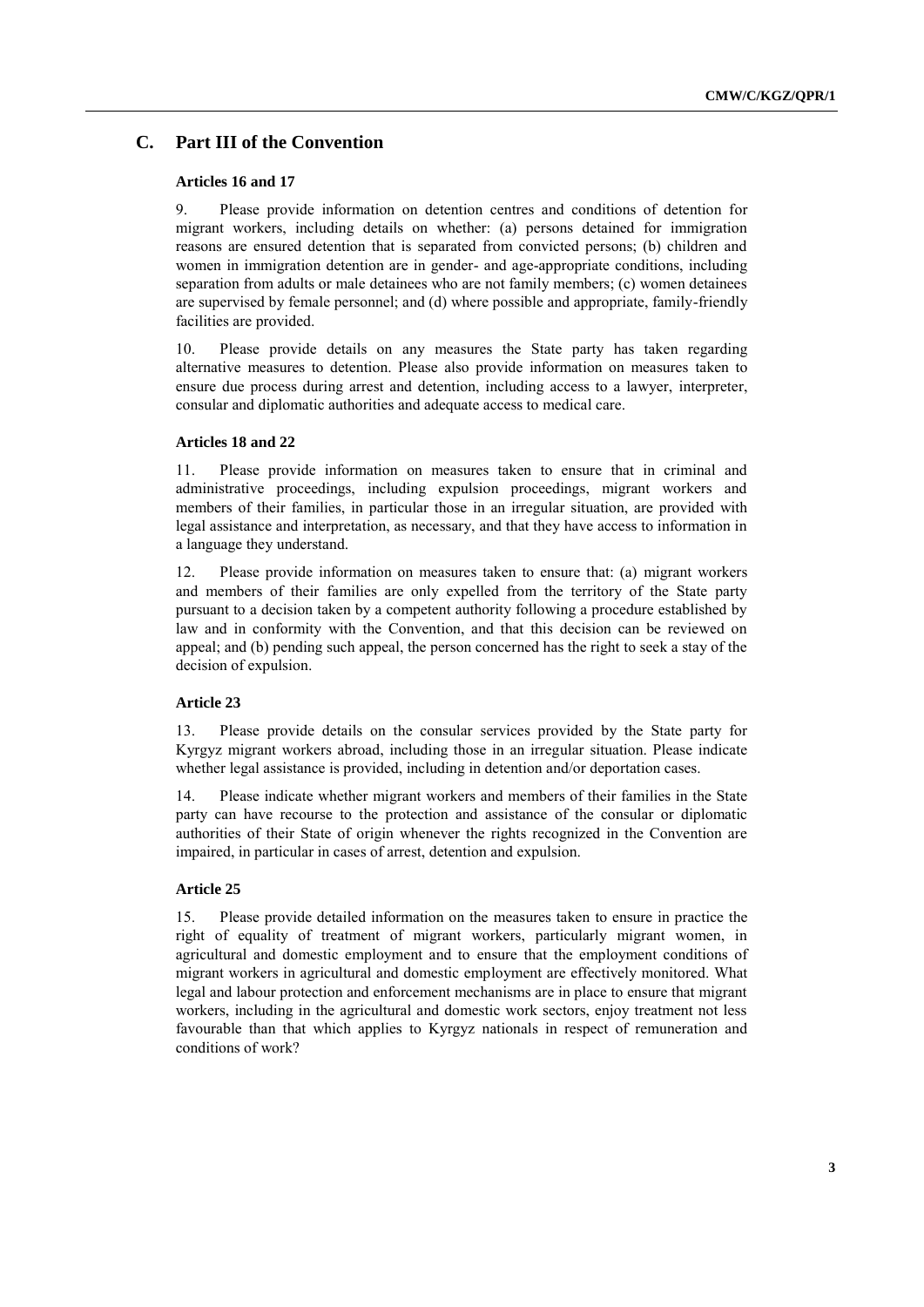## C. Part III of the Convention

### Articles 16 and 17

9. Please provide information on detention centres and conditions of detention for migrant workers, including details on whether: (a) persons detained for immigration reasons are ensured detention that is separated from convicted persons; (b) children and women in immigration detention are in gender- and age-appropriate conditions, including separation from adults or male detainees who are not family members; (c) women detainees are supervised by female personnel; and (d) where possible and appropriate, family-friendly facilities are provided.

10. Please provide details on any measures the State party has taken regarding alternative measures to detention. Please also provide information on measures taken to ensure due process during arrest and detention, including access to a lawyer, interpreter, consular and diplomatic authorities and adequate access to medical care.

### Articles 18 and 22

11. Please provide information on measures taken to ensure that in criminal and administrative proceedings, including expulsion proceedings, migrant workers and members of their families, in particular those in an irregular situation, are provided with legal assistance and interpretation, as necessary, and that they have access to information in a language they understand.

12. Please provide information on measures taken to ensure that: (a) migrant workers and members of their families are only expelled from the territory of the State party pursuant to a decision taken by a competent authority following a procedure established by law and in conformity with the Convention, and that this decision can be reviewed on appeal; and (b) pending such appeal, the person concerned has the right to seek a stay of the decision of expulsion.

### Article 23

13. Please provide details on the consular services provided by the State party for Kyrgyz migrant workers abroad, including those in an irregular situation. Please indicate whether legal assistance is provided, including in detention and/or deportation cases.

14. Please indicate whether migrant workers and members of their families in the State party can have recourse to the protection and assistance of the consular or diplomatic authorities of their State of origin whenever the rights recognized in the Convention are impaired, in particular in cases of arrest, detention and expulsion.

### Article 25

15. Please provide detailed information on the measures taken to ensure in practice the right of equality of treatment of migrant workers, particularly migrant women, in agricultural and domestic employment and to ensure that the employment conditions of migrant workers in agricultural and domestic employment are effectively monitored. What legal and labour protection and enforcement mechanisms are in place to ensure that migrant workers, including in the agricultural and domestic work sectors, enjoy treatment not less favourable than that which applies to Kyrgyz nationals in respect of remuneration and conditions of work?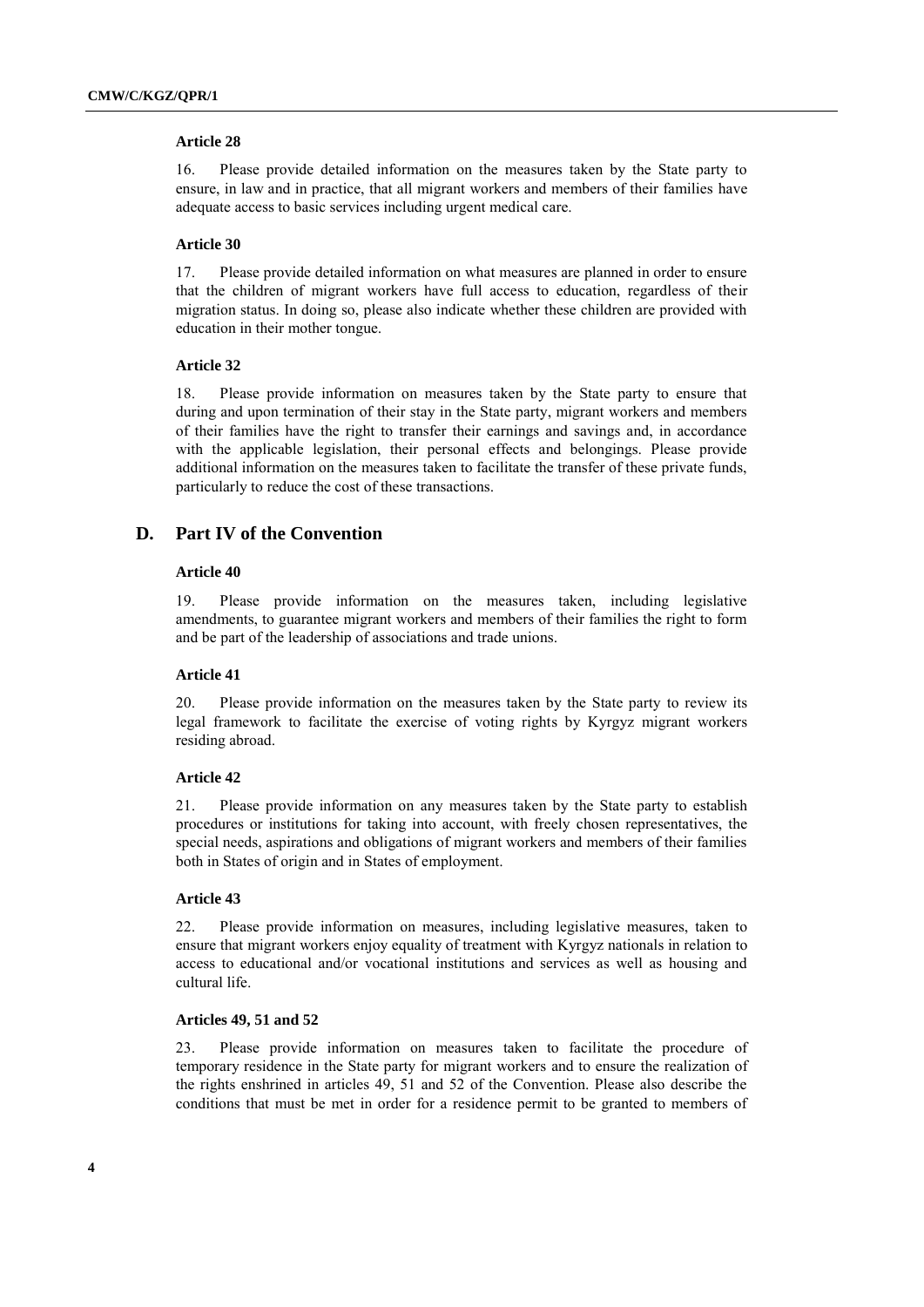#### Article 28

16. Please provide detailed information on the measures taken by the State party to ensure, in law and in practice, that all migrant workers and members of their families have adequate access to basic services including urgent medical care.

#### Article 30

17. Please provide detailed information on what measures are planned in order to ensure that the children of migrant workers have full access to education, regardless of their migration status. In doing so, please also indicate whether these children are provided with education in their mother tongue.

#### Article 32

18. Please provide information on measures taken by the State party to ensure that during and upon termination of their stay in the State party, migrant workers and members of their families have the right to transfer their earnings and savings and, in accordance with the applicable legislation, their personal effects and belongings. Please provide additional information on the measures taken to facilitate the transfer of these private funds, particularly to reduce the cost of these transactions.

## D. Part IV of the Convention

#### Article 40

19. Please provide information on the measures taken, including legislative amendments, to guarantee migrant workers and members of their families the right to form and be part of the leadership of associations and trade unions.

#### Article 41

20. Please provide information on the measures taken by the State party to review its legal framework to facilitate the exercise of voting rights by Kyrgyz migrant workers residing abroad.

#### Article 42

21. Please provide information on any measures taken by the State party to establish procedures or institutions for taking into account, with freely chosen representatives, the special needs, aspirations and obligations of migrant workers and members of their families both in States of origin and in States of employment.

#### Article 43

22. Please provide information on measures, including legislative measures, taken to ensure that migrant workers enjoy equality of treatment with Kyrgyz nationals in relation to access to educational and/or vocational institutions and services as well as housing and cultural life.

#### Articles 49, 51 and 52

23. Please provide information on measures taken to facilitate the procedure of temporary residence in the State party for migrant workers and to ensure the realization of the rights enshrined in articles 49, 51 and 52 of the Convention. Please also describe the conditions that must be met in order for a residence permit to be granted to members of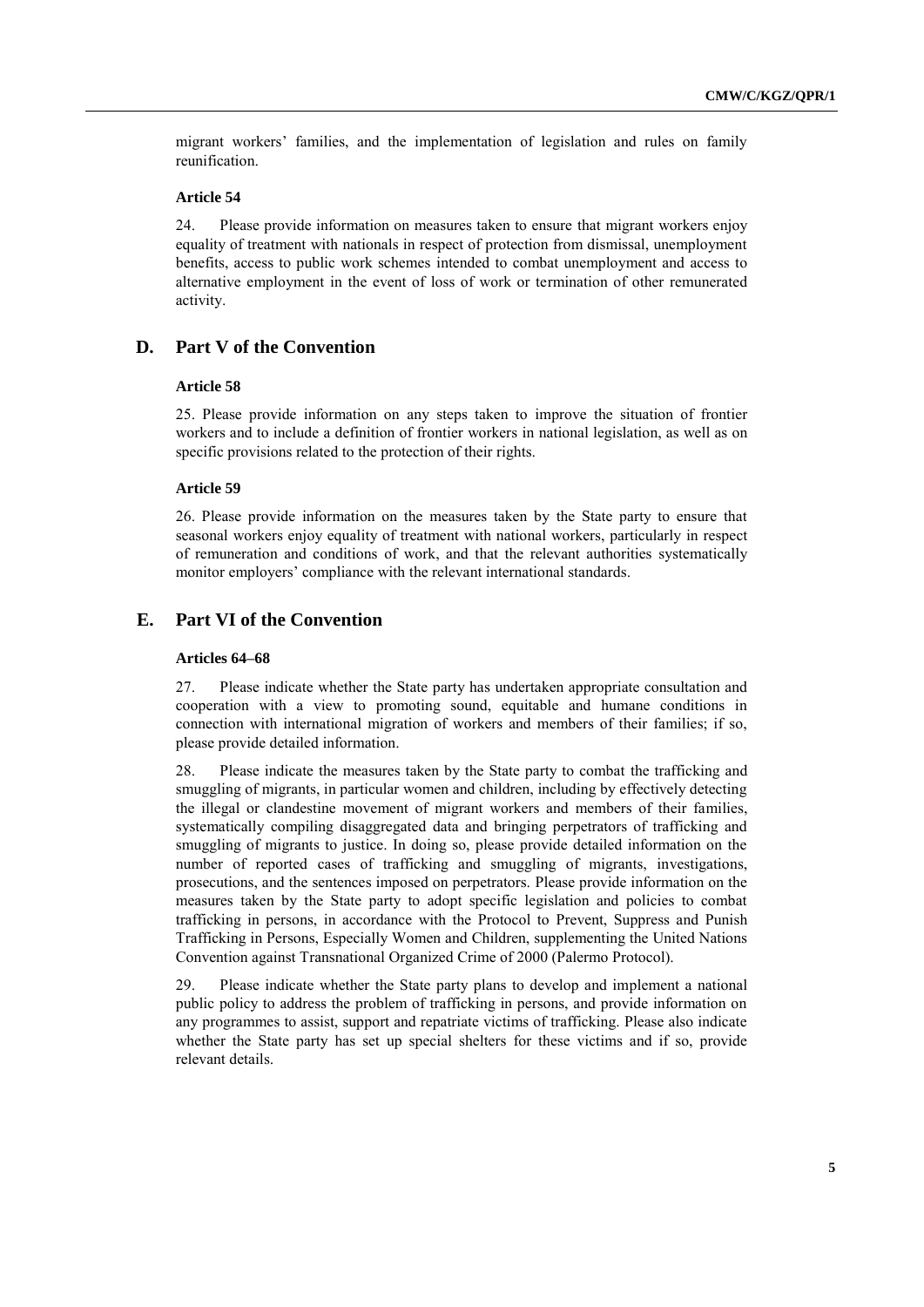migrant workers' families, and the implementation of legislation and rules on family reunification.

### Article 54

24. Please provide information on measures taken to ensure that migrant workers enjoy equality of treatment with nationals in respect of protection from dismissal, unemployment benefits, access to public work schemes intended to combat unemployment and access to alternative employment in the event of loss of work or termination of other remunerated activity.

## D. Part V of the Convention

### Article 58

25. Please provide information on any steps taken to improve the situation of frontier workers and to include a definition of frontier workers in national legislation, as well as on specific provisions related to the protection of their rights.

### Article 59

26. Please provide information on the measures taken by the State party to ensure that seasonal workers enjoy equality of treatment with national workers, particularly in respect of remuneration and conditions of work, and that the relevant authorities systematically monitor employers' compliance with the relevant international standards.

## E. Part VI of the Convention

### Articles 64–68

27. Please indicate whether the State party has undertaken appropriate consultation and cooperation with a view to promoting sound, equitable and humane conditions in connection with international migration of workers and members of their families; if so, please provide detailed information.

28. Please indicate the measures taken by the State party to combat the trafficking and smuggling of migrants, in particular women and children, including by effectively detecting the illegal or clandestine movement of migrant workers and members of their families, systematically compiling disaggregated data and bringing perpetrators of trafficking and smuggling of migrants to justice. In doing so, please provide detailed information on the number of reported cases of trafficking and smuggling of migrants, investigations, prosecutions, and the sentences imposed on perpetrators. Please provide information on the measures taken by the State party to adopt specific legislation and policies to combat trafficking in persons, in accordance with the Protocol to Prevent, Suppress and Punish Trafficking in Persons, Especially Women and Children, supplementing the United Nations Convention against Transnational Organized Crime of 2000 (Palermo Protocol).

29. Please indicate whether the State party plans to develop and implement a national public policy to address the problem of trafficking in persons, and provide information on any programmes to assist, support and repatriate victims of trafficking. Please also indicate whether the State party has set up special shelters for these victims and if so, provide relevant details.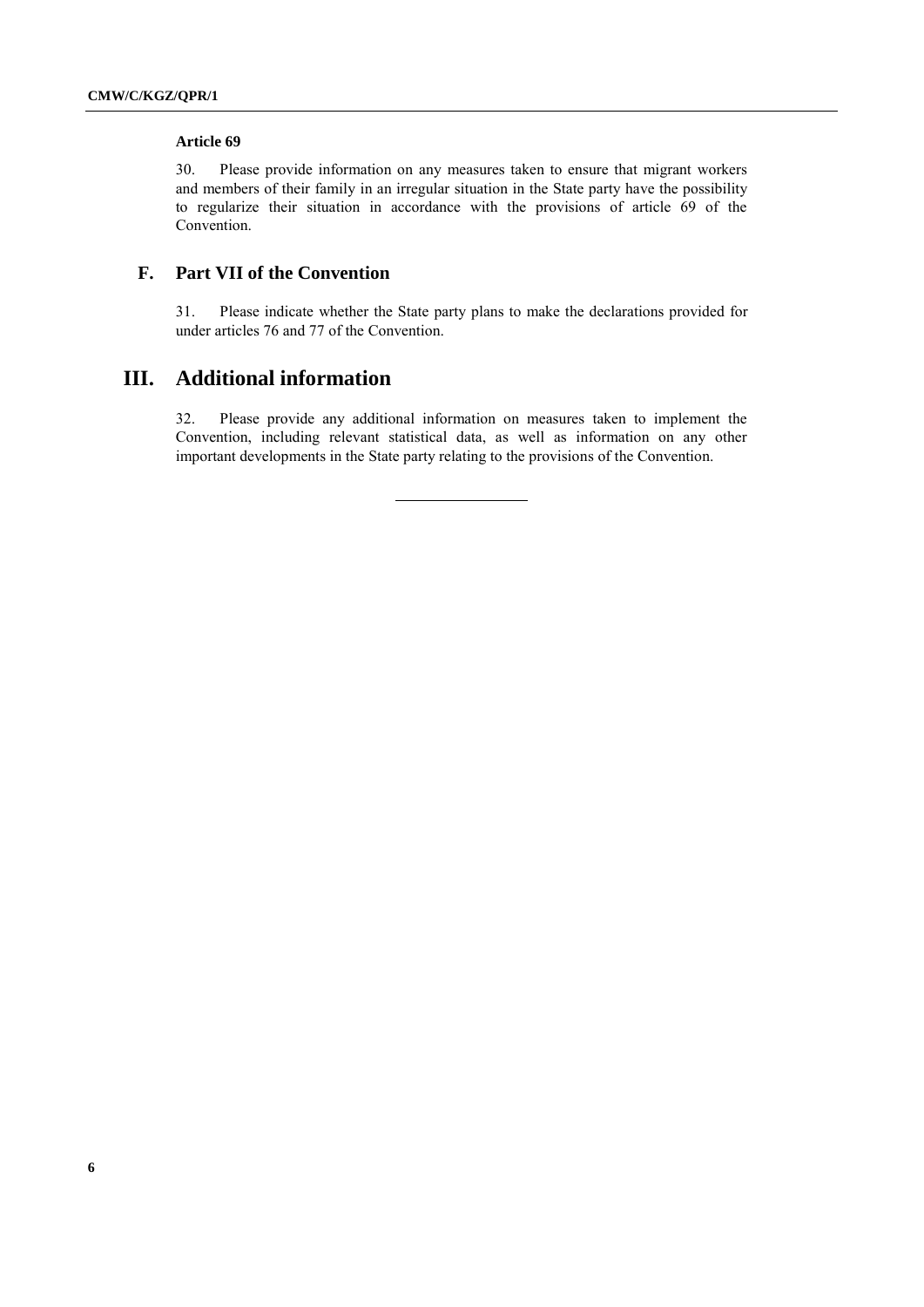#### Article 69

30. Please provide information on any measures taken to ensure that migrant workers and members of their family in an irregular situation in the State party have the possibility to regularize their situation in accordance with the provisions of article 69 of the Convention.

### F. Part VII of the Convention

31. Please indicate whether the State party plans to make the declarations provided for under articles 76 and 77 of the Convention.

## III. Additional information

32. Please provide any additional information on measures taken to implement the Convention, including relevant statistical data, as well as information on any other important developments in the State party relating to the provisions of the Convention.